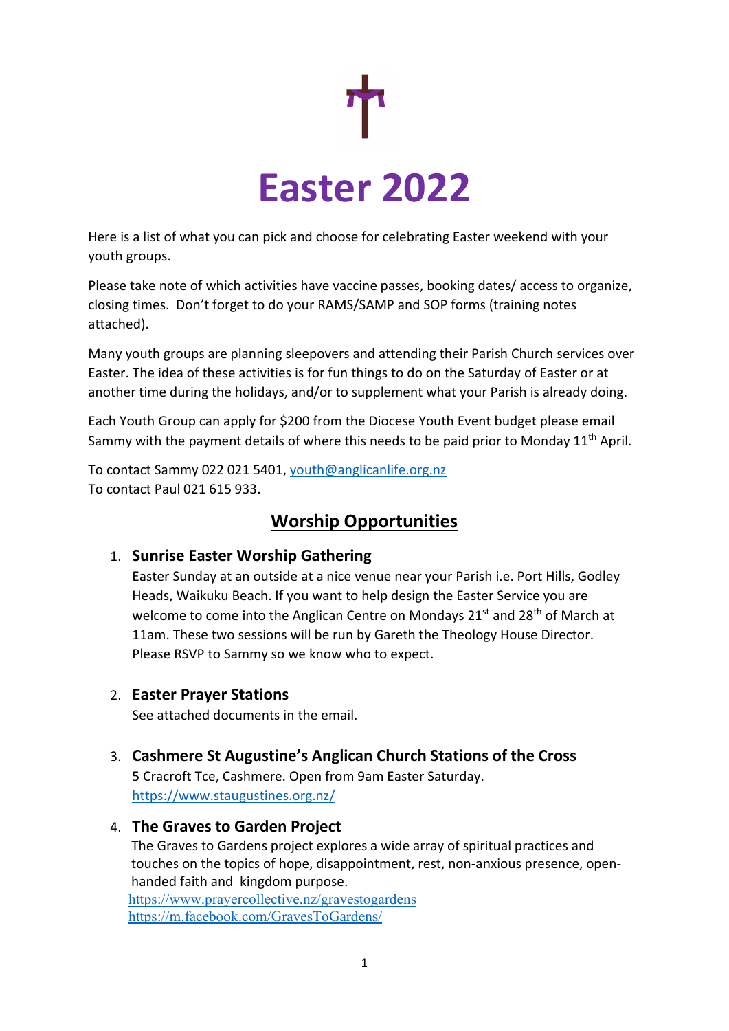# Easter 2022

Here is a list of what you can pick and choose for celebrating Easter weekend with your youth groups.

Please take note of which activities have vaccine passes, booking dates/ access to organize, closing times. Don't forget to do your RAMS/SAMP and SOP forms (training notes attached).

Many youth groups are planning sleepovers and attending their Parish Church services over Easter. The idea of these activities is for fun things to do on the Saturday of Easter or at another time during the holidays, and/or to supplement what your Parish is already doing.

Each Youth Group can apply for $200 from the Diocese Youth Event budget please email Sammy with the payment details of where this needs to be paid prior to Monday 11th April.

To contact Sammy 022 021 5401, youth@anglicanlife.org.nz
To contact Paul 021 615 933.

## Worship Opportunities

1. **Sunrise Easter Worship Gathering**
   Easter Sunday at an outside at a nice venue near your Parish i.e. Port Hills, Godley Heads, Waikuku Beach. If you want to help design the Easter Service you are welcome to come into the Anglican Centre on Mondays 21st and 28th of March at 11am. These two sessions will be run by Gareth the Theology House Director. Please RSVP to Sammy so we know who to expect.

2. **Easter Prayer Stations**
   See attached documents in the email.

3. **Cashmere St Augustine's Anglican Church Stations of the Cross**
   5 Cracroft Tce, Cashmere. Open from 9am Easter Saturday.
   https://www.staugustines.org.nz/

4. **The Graves to Garden Project**
   The Graves to Gardens project explores a wide array of spiritual practices and touches on the topics of hope, disappointment, rest, non-anxious presence, open-handed faith and kingdom purpose.
   https://www.prayercollective.nz/gravestogardens
   https://m.facebook.com/GravesToGardens/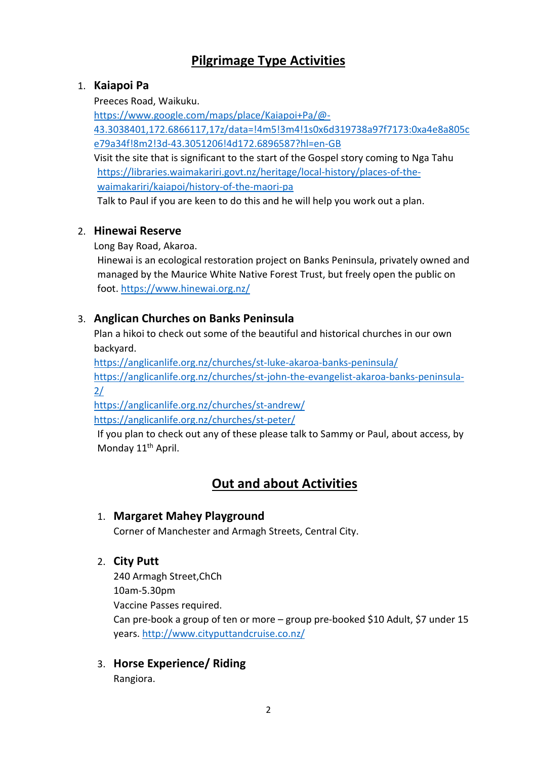## Pilgrimage Type Activities

1. **Kaiapoi Pa**

   Preeces Road, Waikuku.
   https://www.google.com/maps/place/Kaiapoi+Pa/@-43.3038401,172.6866117,17z/data=!4m5!3m4!1s0x6d319738a97f7173:0xa4e8a805ce79a34f!8m2!3d-43.3051206!4d172.6896587?hl=en-GB
   Visit the site that is significant to the start of the Gospel story coming to Nga Tahu
   https://libraries.waimakariri.govt.nz/heritage/local-history/places-of-the-waimakariri/kaiapoi/history-of-the-maori-pa
   Talk to Paul if you are keen to do this and he will help you work out a plan.

2. **Hinewai Reserve**

   Long Bay Road, Akaroa.
   Hinewai is an ecological restoration project on Banks Peninsula, privately owned and managed by the Maurice White Native Forest Trust, but freely open the public on foot. https://www.hinewai.org.nz/

3. **Anglican Churches on Banks Peninsula**

   Plan a hikoi to check out some of the beautiful and historical churches in our own backyard.
   https://anglicanlife.org.nz/churches/st-luke-akaroa-banks-peninsula/
   https://anglicanlife.org.nz/churches/st-john-the-evangelist-akaroa-banks-peninsula-2/
   https://anglicanlife.org.nz/churches/st-andrew/
   https://anglicanlife.org.nz/churches/st-peter/
   If you plan to check out any of these please talk to Sammy or Paul, about access, by Monday 11th April.

## Out and about Activities

1. **Margaret Mahey Playground**

   Corner of Manchester and Armagh Streets, Central City.

2. **City Putt**

   240 Armagh Street,ChCh
   10am-5.30pm
   Vaccine Passes required.
   Can pre-book a group of ten or more – group pre-booked $10 Adult, $7 under 15 years. http://www.cityputtandcruise.co.nz/

3. **Horse Experience/ Riding**

   Rangiora.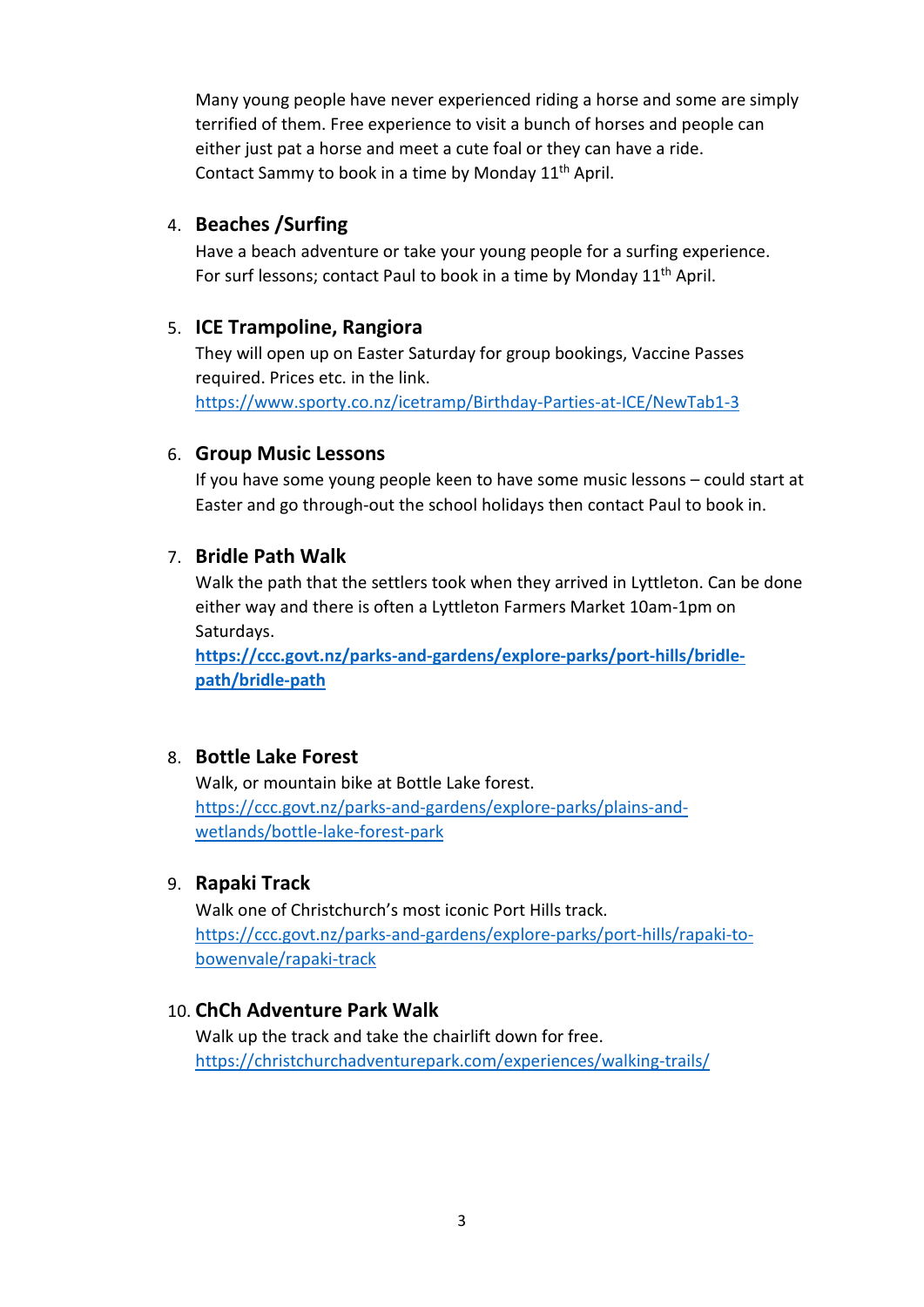Many young people have never experienced riding a horse and some are simply terrified of them. Free experience to visit a bunch of horses and people can either just pat a horse and meet a cute foal or they can have a ride. Contact Sammy to book in a time by Monday 11th April.

4. **Beaches /Surfing**

   Have a beach adventure or take your young people for a surfing experience. For surf lessons; contact Paul to book in a time by Monday 11th April.

5. **ICE Trampoline, Rangiora**

   They will open up on Easter Saturday for group bookings, Vaccine Passes required. Prices etc. in the link.
   https://www.sporty.co.nz/icetramp/Birthday-Parties-at-ICE/NewTab1-3

6. **Group Music Lessons**

   If you have some young people keen to have some music lessons – could start at Easter and go through-out the school holidays then contact Paul to book in.

7. **Bridle Path Walk**

   Walk the path that the settlers took when they arrived in Lyttleton. Can be done either way and there is often a Lyttleton Farmers Market 10am-1pm on Saturdays.
   **https://ccc.govt.nz/parks-and-gardens/explore-parks/port-hills/bridle-path/bridle-path**

8. **Bottle Lake Forest**

   Walk, or mountain bike at Bottle Lake forest.
   https://ccc.govt.nz/parks-and-gardens/explore-parks/plains-and-wetlands/bottle-lake-forest-park

9. **Rapaki Track**

   Walk one of Christchurch's most iconic Port Hills track.
   https://ccc.govt.nz/parks-and-gardens/explore-parks/port-hills/rapaki-to-bowenvale/rapaki-track

10. **ChCh Adventure Park Walk**

    Walk up the track and take the chairlift down for free.
    https://christchurchadventurepark.com/experiences/walking-trails/